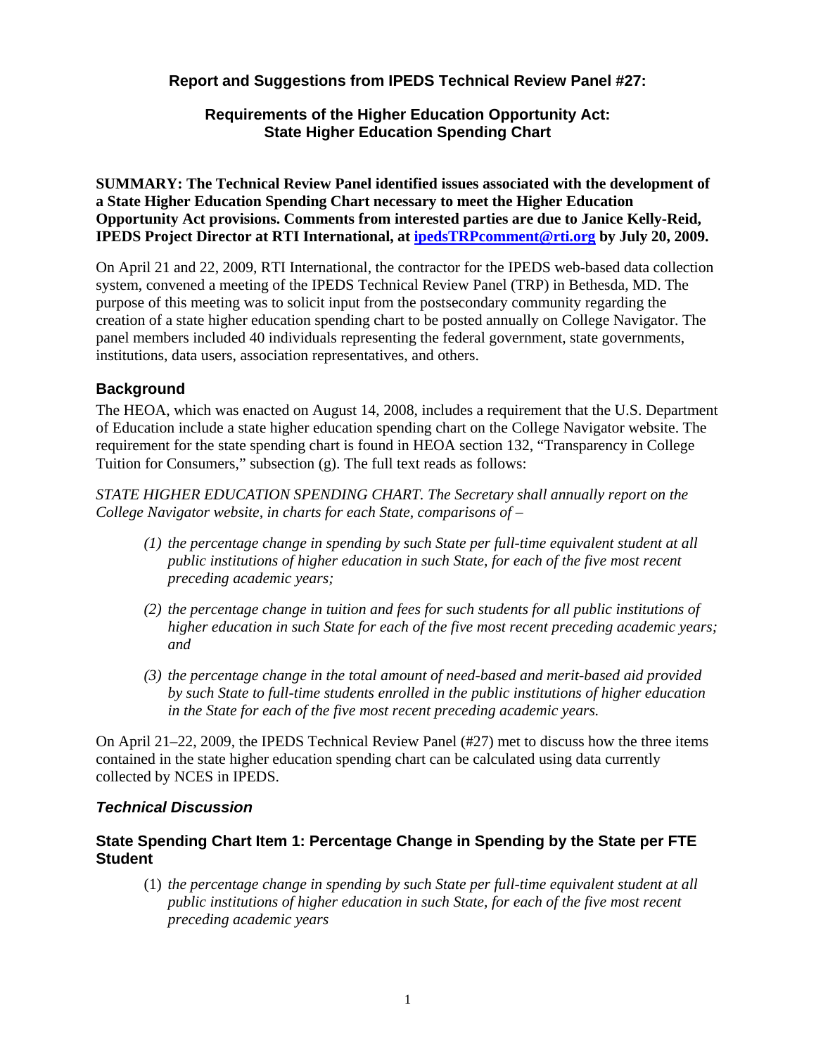# Report and Suggestions from IPEDS Technical Review Panel #27:

## Requirements of the Higher Education Opportunity Act: State Higher Education Spending Chart

**SUMMARY: The Technical Review Panel identified issues associated with the development of a State Higher Education Spending Chart necessary to meet the Higher Education Opportunity Act provisions. Comments from interested parties are due to Janice Kelly-Reid, IPEDS Project Director at RTI International, at [ipedsTRPcomment@rti.org](mailto:ipedsTRPcomment@rti.org) by July 20, 2009.**

On April 21 and 22, 2009, RTI International, the contractor for the IPEDS web-based data collection system, convened a meeting of the IPEDS Technical Review Panel (TRP) in Bethesda, MD. The purpose of this meeting was to solicit input from the postsecondary community regarding the creation of a state higher education spending chart to be posted annually on College Navigator. The panel members included 40 individuals representing the federal government, state governments, institutions, data users, association representatives, and others.

## Background

The HEOA, which was enacted on August 14, 2008, includes a requirement that the U.S. Department of Education include a state higher education spending chart on the College Navigator website. The requirement for the state spending chart is found in HEOA section 132, "Transparency in College Tuition for Consumers," subsection (g). The full text reads as follows:

*STATE HIGHER EDUCATION SPENDING CHART. The Secretary shall annually report on the College Navigator website, in charts for each State, comparisons of –*

(1) *the percentage change in spending by such State per full-time equivalent student at all public institutions of higher education in such State, for each of the five most recent preceding academic years;*

(2) *the percentage change in tuition and fees for such students for all public institutions of higher education in such State for each of the five most recent preceding academic years; and*

(3) *the percentage change in the total amount of need-based and merit-based aid provided by such State to full-time students enrolled in the public institutions of higher education in the State for each of the five most recent preceding academic years.*

On April 21–22, 2009, the IPEDS Technical Review Panel (#27) met to discuss how the three items contained in the state higher education spending chart can be calculated using data currently collected by NCES in IPEDS.

### *Technical Discussion*

### State Spending Chart Item 1: Percentage Change in Spending by the State per FTE Student

(1) *the percentage change in spending by such State per full-time equivalent student at all public institutions of higher education in such State, for each of the five most recent preceding academic years*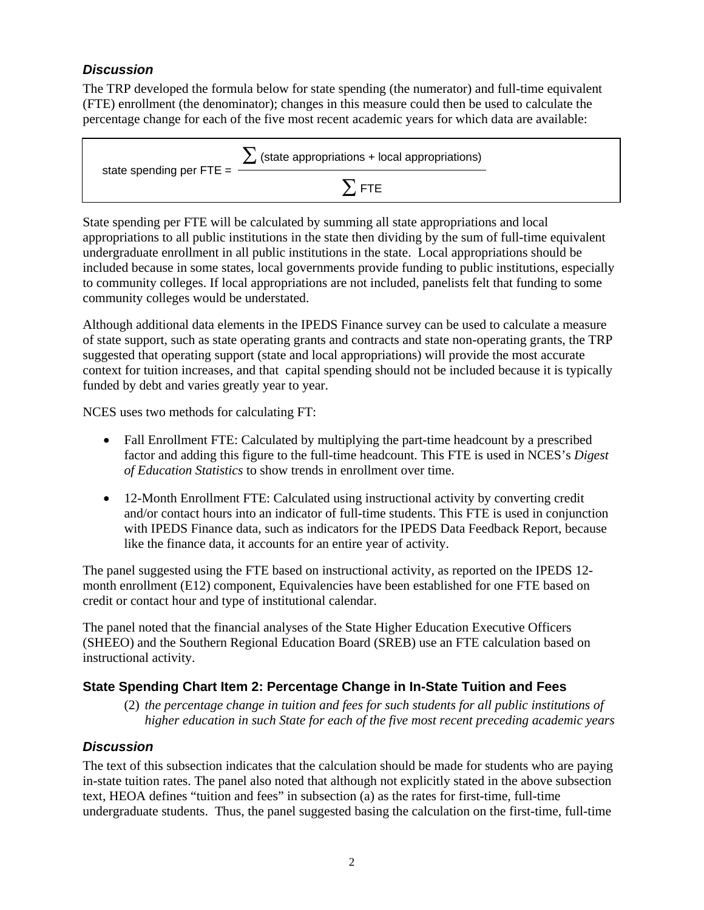### *Discussion*

The TRP developed the formula below for state spending (the numerator) and full-time equivalent (FTE) enrollment (the denominator); changes in this measure could then be used to calculate the percentage change for each of the five most recent academic years for which data are available:

$$\text{state spending per FTE} = \frac{\sum \text{(state appropriations + local appropriations)}}{\sum \text{FTE}}$$

State spending per FTE will be calculated by summing all state appropriations and local appropriations to all public institutions in the state then dividing by the sum of full-time equivalent undergraduate enrollment in all public institutions in the state. Local appropriations should be included because in some states, local governments provide funding to public institutions, especially to community colleges. If local appropriations are not included, panelists felt that funding to some community colleges would be understated.

Although additional data elements in the IPEDS Finance survey can be used to calculate a measure of state support, such as state operating grants and contracts and state non-operating grants, the TRP suggested that operating support (state and local appropriations) will provide the most accurate context for tuition increases, and that capital spending should not be included because it is typically funded by debt and varies greatly year to year.

NCES uses two methods for calculating FT:

- Fall Enrollment FTE: Calculated by multiplying the part-time headcount by a prescribed factor and adding this figure to the full-time headcount. This FTE is used in NCES's *Digest of Education Statistics* to show trends in enrollment over time.
- 12-Month Enrollment FTE: Calculated using instructional activity by converting credit and/or contact hours into an indicator of full-time students. This FTE is used in conjunction with IPEDS Finance data, such as indicators for the IPEDS Data Feedback Report, because like the finance data, it accounts for an entire year of activity.

The panel suggested using the FTE based on instructional activity, as reported on the IPEDS 12-month enrollment (E12) component, Equivalencies have been established for one FTE based on credit or contact hour and type of institutional calendar.

The panel noted that the financial analyses of the State Higher Education Executive Officers (SHEEO) and the Southern Regional Education Board (SREB) use an FTE calculation based on instructional activity.

### State Spending Chart Item 2: Percentage Change in In-State Tuition and Fees

(2) *the percentage change in tuition and fees for such students for all public institutions of higher education in such State for each of the five most recent preceding academic years*

### *Discussion*

The text of this subsection indicates that the calculation should be made for students who are paying in-state tuition rates. The panel also noted that although not explicitly stated in the above subsection text, HEOA defines "tuition and fees" in subsection (a) as the rates for first-time, full-time undergraduate students. Thus, the panel suggested basing the calculation on the first-time, full-time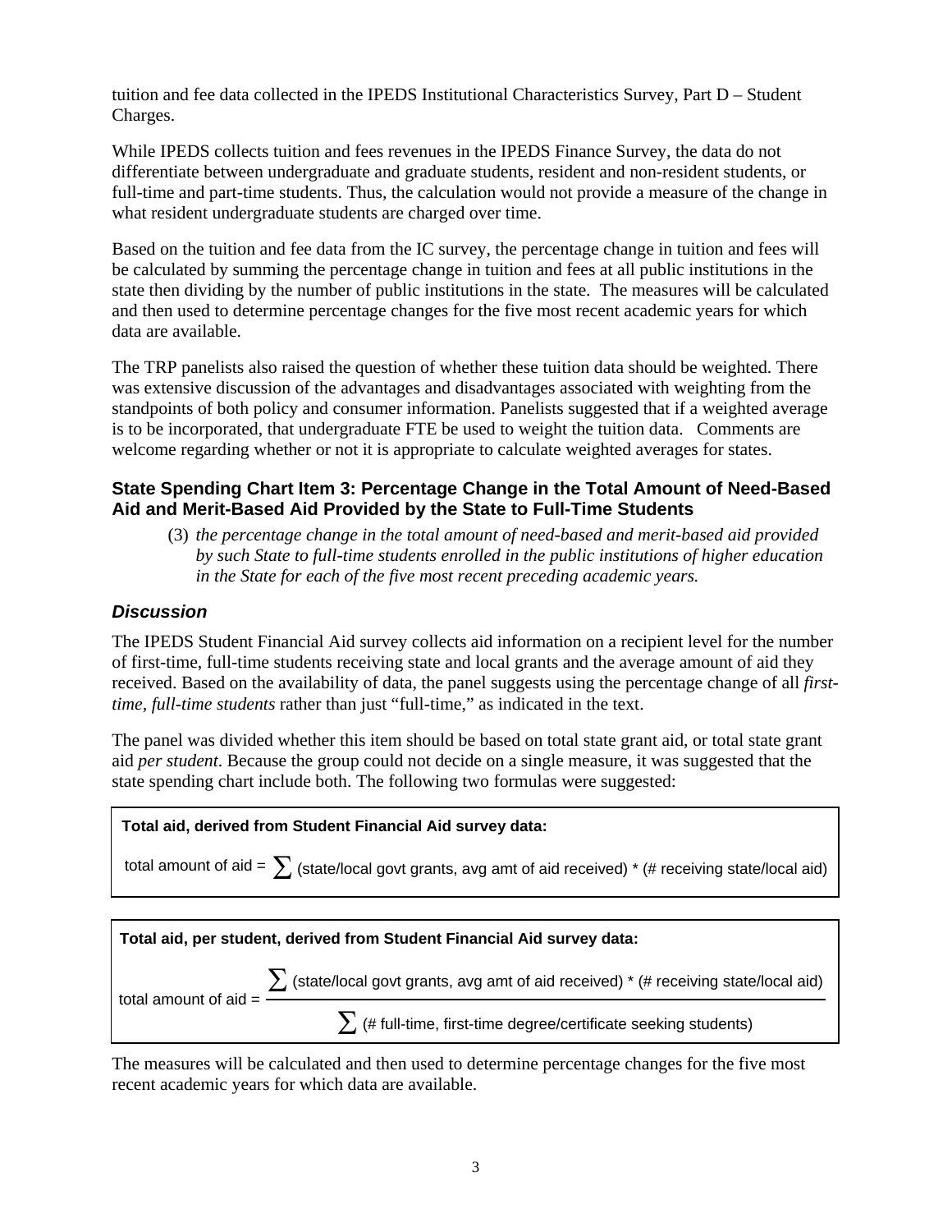tuition and fee data collected in the IPEDS Institutional Characteristics Survey, Part D – Student Charges.

While IPEDS collects tuition and fees revenues in the IPEDS Finance Survey, the data do not differentiate between undergraduate and graduate students, resident and non-resident students, or full-time and part-time students. Thus, the calculation would not provide a measure of the change in what resident undergraduate students are charged over time.

Based on the tuition and fee data from the IC survey, the percentage change in tuition and fees will be calculated by summing the percentage change in tuition and fees at all public institutions in the state then dividing by the number of public institutions in the state. The measures will be calculated and then used to determine percentage changes for the five most recent academic years for which data are available.

The TRP panelists also raised the question of whether these tuition data should be weighted. There was extensive discussion of the advantages and disadvantages associated with weighting from the standpoints of both policy and consumer information. Panelists suggested that if a weighted average is to be incorporated, that undergraduate FTE be used to weight the tuition data. Comments are welcome regarding whether or not it is appropriate to calculate weighted averages for states.

### State Spending Chart Item 3: Percentage Change in the Total Amount of Need-Based Aid and Merit-Based Aid Provided by the State to Full-Time Students

(3) *the percentage change in the total amount of need-based and merit-based aid provided by such State to full-time students enrolled in the public institutions of higher education in the State for each of the five most recent preceding academic years.*

### *Discussion*

The IPEDS Student Financial Aid survey collects aid information on a recipient level for the number of first-time, full-time students receiving state and local grants and the average amount of aid they received. Based on the availability of data, the panel suggests using the percentage change of all *first-time, full-time students* rather than just "full-time," as indicated in the text.

The panel was divided whether this item should be based on total state grant aid, or total state grant aid *per student*. Because the group could not decide on a single measure, it was suggested that the state spending chart include both. The following two formulas were suggested:

**Total aid, derived from Student Financial Aid survey data:**

$$\text{total amount of aid} = \sum \text{(state/local govt grants, avg amt of aid received)} * \text{(\# receiving state/local aid)}$$

**Total aid, per student, derived from Student Financial Aid survey data:**

$$\text{total amount of aid} = \frac{\sum \text{(state/local govt grants, avg amt of aid received)} * \text{(\# receiving state/local aid)}}{\sum \text{(\# full-time, first-time degree/certificate seeking students)}}$$

The measures will be calculated and then used to determine percentage changes for the five most recent academic years for which data are available.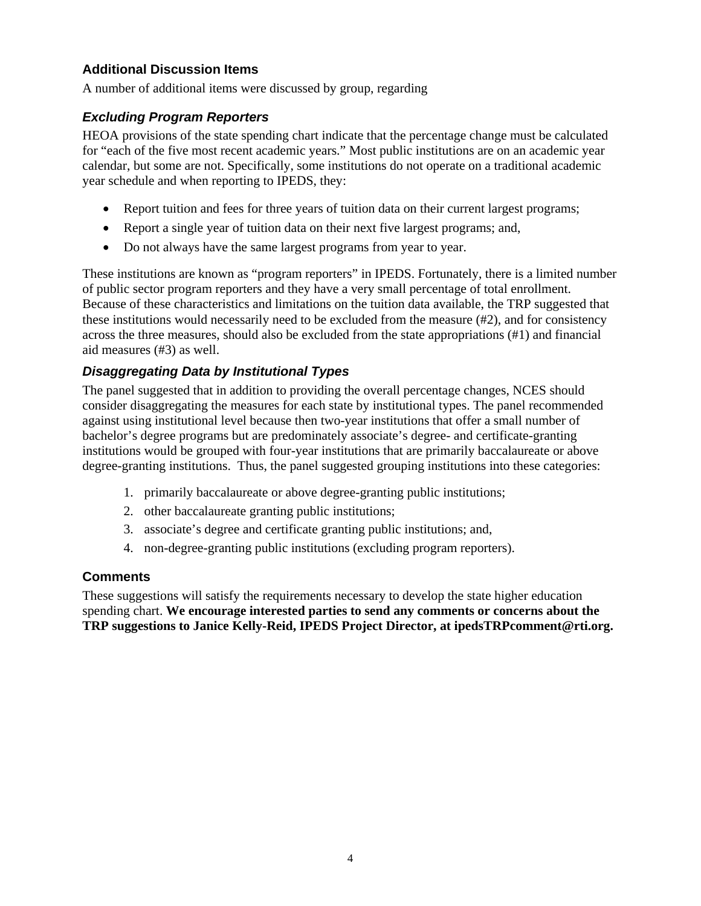## Additional Discussion Items

A number of additional items were discussed by group, regarding

### *Excluding Program Reporters*

HEOA provisions of the state spending chart indicate that the percentage change must be calculated for "each of the five most recent academic years." Most public institutions are on an academic year calendar, but some are not. Specifically, some institutions do not operate on a traditional academic year schedule and when reporting to IPEDS, they:

- Report tuition and fees for three years of tuition data on their current largest programs;
- Report a single year of tuition data on their next five largest programs; and,
- Do not always have the same largest programs from year to year.

These institutions are known as "program reporters" in IPEDS. Fortunately, there is a limited number of public sector program reporters and they have a very small percentage of total enrollment. Because of these characteristics and limitations on the tuition data available, the TRP suggested that these institutions would necessarily need to be excluded from the measure (#2), and for consistency across the three measures, should also be excluded from the state appropriations (#1) and financial aid measures (#3) as well.

### *Disaggregating Data by Institutional Types*

The panel suggested that in addition to providing the overall percentage changes, NCES should consider disaggregating the measures for each state by institutional types. The panel recommended against using institutional level because then two-year institutions that offer a small number of bachelor's degree programs but are predominately associate's degree- and certificate-granting institutions would be grouped with four-year institutions that are primarily baccalaureate or above degree-granting institutions. Thus, the panel suggested grouping institutions into these categories:

1. primarily baccalaureate or above degree-granting public institutions;
2. other baccalaureate granting public institutions;
3. associate's degree and certificate granting public institutions; and,
4. non-degree-granting public institutions (excluding program reporters).

## Comments

These suggestions will satisfy the requirements necessary to develop the state higher education spending chart. **We encourage interested parties to send any comments or concerns about the TRP suggestions to Janice Kelly-Reid, IPEDS Project Director, at ipedsTRPcomment@rti.org.**